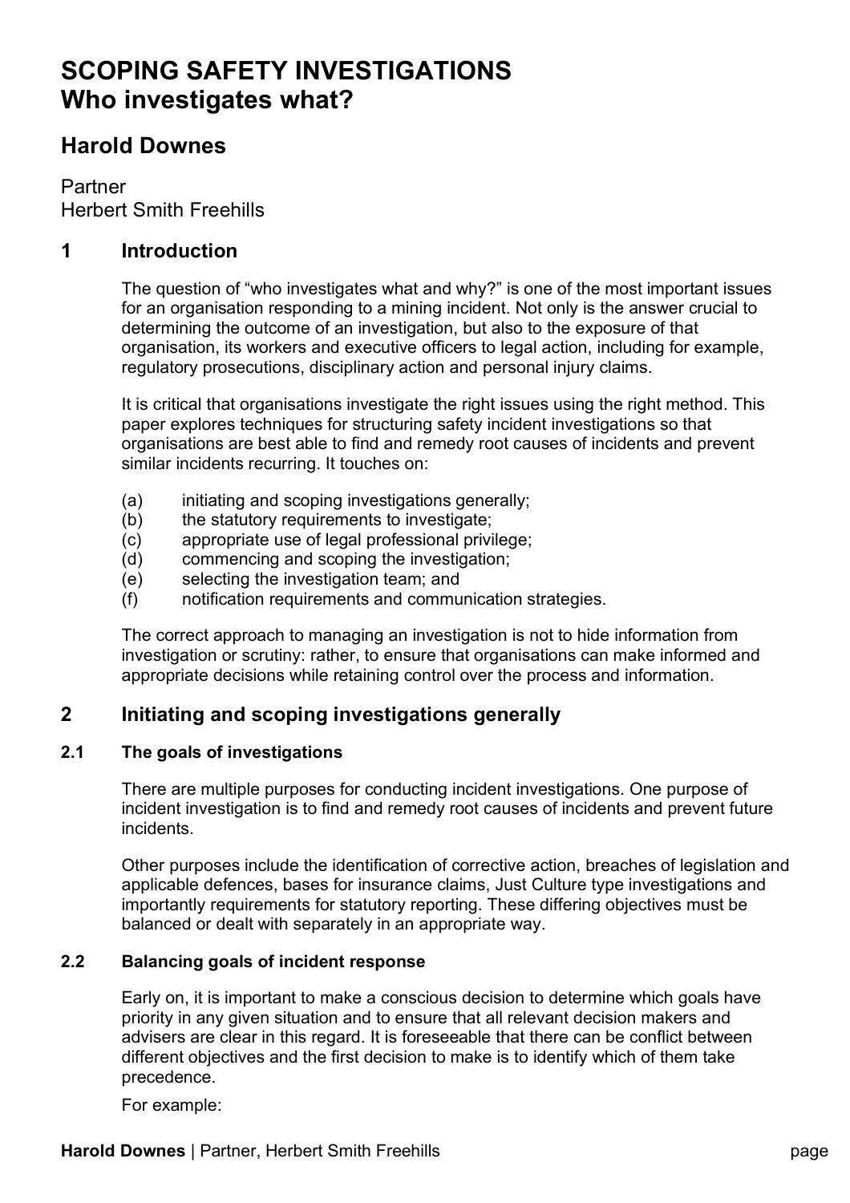# SCOPING SAFETY INVESTIGATIONS
# Who investigates what?

## Harold Downes

Partner
Herbert Smith Freehills

## 1 Introduction

The question of "who investigates what and why?" is one of the most important issues for an organisation responding to a mining incident. Not only is the answer crucial to determining the outcome of an investigation, but also to the exposure of that organisation, its workers and executive officers to legal action, including for example, regulatory prosecutions, disciplinary action and personal injury claims.

It is critical that organisations investigate the right issues using the right method. This paper explores techniques for structuring safety incident investigations so that organisations are best able to find and remedy root causes of incidents and prevent similar incidents recurring. It touches on:

(a) initiating and scoping investigations generally;
(b) the statutory requirements to investigate;
(c) appropriate use of legal professional privilege;
(d) commencing and scoping the investigation;
(e) selecting the investigation team; and
(f) notification requirements and communication strategies.

The correct approach to managing an investigation is not to hide information from investigation or scrutiny: rather, to ensure that organisations can make informed and appropriate decisions while retaining control over the process and information.

## 2 Initiating and scoping investigations generally

### 2.1 The goals of investigations

There are multiple purposes for conducting incident investigations. One purpose of incident investigation is to find and remedy root causes of incidents and prevent future incidents.

Other purposes include the identification of corrective action, breaches of legislation and applicable defences, bases for insurance claims, Just Culture type investigations and importantly requirements for statutory reporting. These differing objectives must be balanced or dealt with separately in an appropriate way.

### 2.2 Balancing goals of incident response

Early on, it is important to make a conscious decision to determine which goals have priority in any given situation and to ensure that all relevant decision makers and advisers are clear in this regard. It is foreseeable that there can be conflict between different objectives and the first decision to make is to identify which of them take precedence.

For example: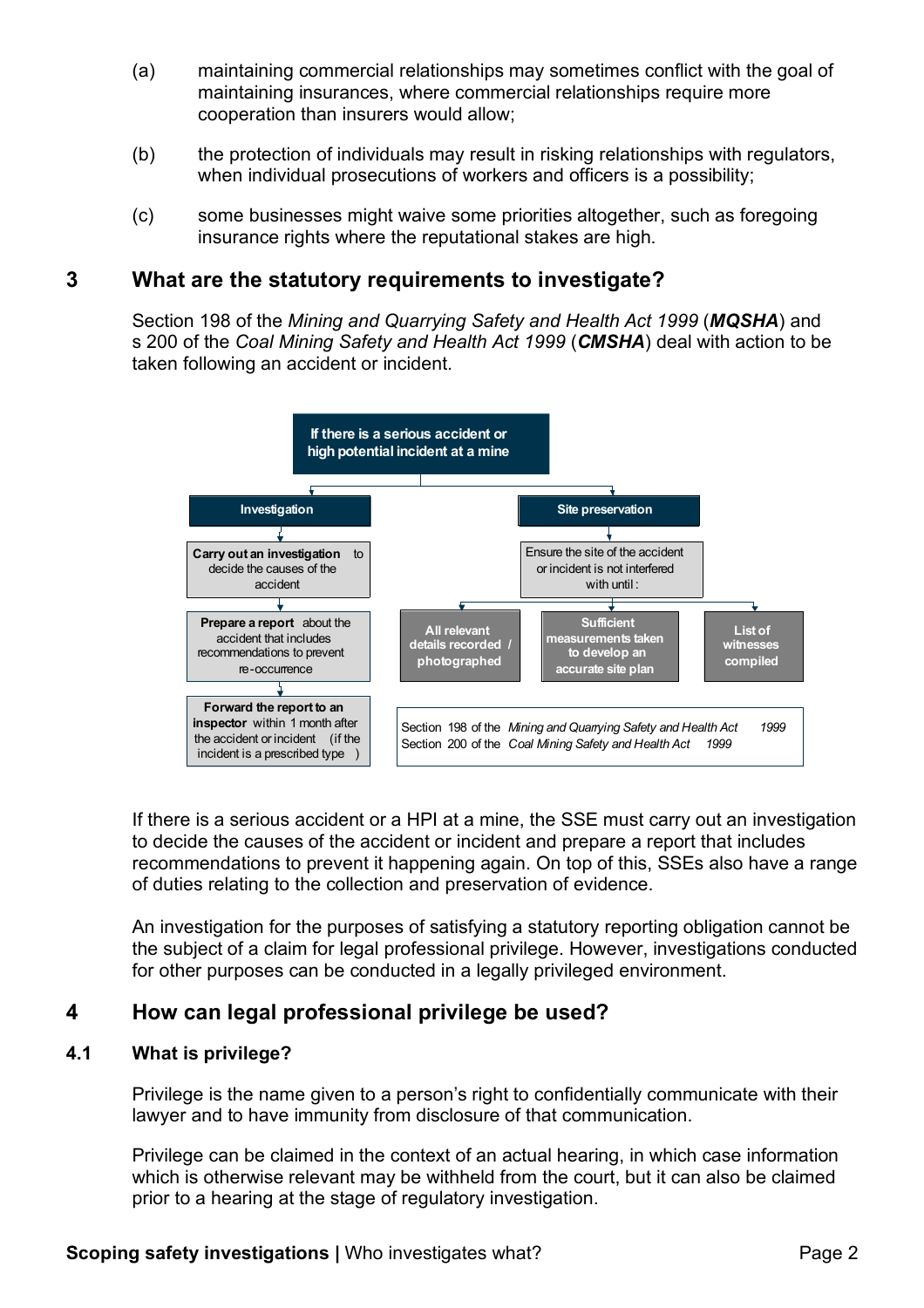(a) maintaining commercial relationships may sometimes conflict with the goal of maintaining insurances, where commercial relationships require more cooperation than insurers would allow;

(b) the protection of individuals may result in risking relationships with regulators, when individual prosecutions of workers and officers is a possibility;

(c) some businesses might waive some priorities altogether, such as foregoing insurance rights where the reputational stakes are high.

## 3 What are the statutory requirements to investigate?

Section 198 of the *Mining and Quarrying Safety and Health Act 1999* (***MQSHA***) and s 200 of the *Coal Mining Safety and Health Act 1999* (***CMSHA***) deal with action to be taken following an accident or incident.

**If there is a serious accident or high potential incident at a mine**

- **Investigation**
  - **Carry out an investigation** to decide the causes of the accident
  - **Prepare a report** about the accident that includes recommendations to prevent re-occurrence
  - **Forward the report to an inspector** within 1 month after the accident or incident (if the incident is a prescribed type)
- **Site preservation**
  - Ensure the site of the accident or incident is not interfered with until:
    - All relevant details recorded / photographed
    - Sufficient measurements taken to develop an accurate site plan
    - List of witnesses compiled

Section 198 of the *Mining and Quarrying Safety and Health Act 1999*
Section 200 of the *Coal Mining Safety and Health Act 1999*

If there is a serious accident or a HPI at a mine, the SSE must carry out an investigation to decide the causes of the accident or incident and prepare a report that includes recommendations to prevent it happening again. On top of this, SSEs also have a range of duties relating to the collection and preservation of evidence.

An investigation for the purposes of satisfying a statutory reporting obligation cannot be the subject of a claim for legal professional privilege. However, investigations conducted for other purposes can be conducted in a legally privileged environment.

## 4 How can legal professional privilege be used?

### 4.1 What is privilege?

Privilege is the name given to a person's right to confidentially communicate with their lawyer and to have immunity from disclosure of that communication.

Privilege can be claimed in the context of an actual hearing, in which case information which is otherwise relevant may be withheld from the court, but it can also be claimed prior to a hearing at the stage of regulatory investigation.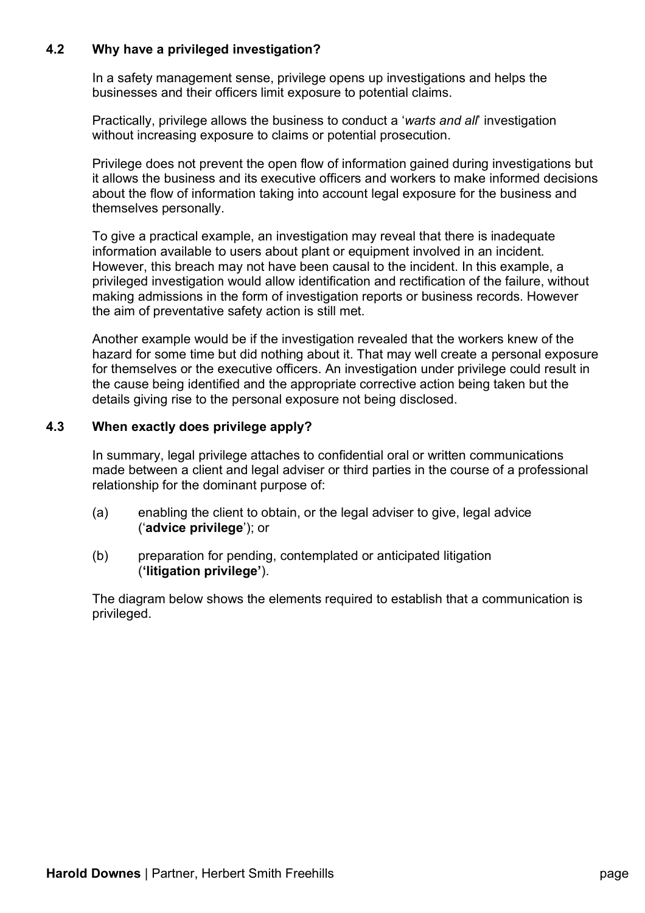### 4.2 Why have a privileged investigation?

In a safety management sense, privilege opens up investigations and helps the businesses and their officers limit exposure to potential claims.

Practically, privilege allows the business to conduct a '*warts and all*' investigation without increasing exposure to claims or potential prosecution.

Privilege does not prevent the open flow of information gained during investigations but it allows the business and its executive officers and workers to make informed decisions about the flow of information taking into account legal exposure for the business and themselves personally.

To give a practical example, an investigation may reveal that there is inadequate information available to users about plant or equipment involved in an incident. However, this breach may not have been causal to the incident. In this example, a privileged investigation would allow identification and rectification of the failure, without making admissions in the form of investigation reports or business records. However the aim of preventative safety action is still met.

Another example would be if the investigation revealed that the workers knew of the hazard for some time but did nothing about it. That may well create a personal exposure for themselves or the executive officers. An investigation under privilege could result in the cause being identified and the appropriate corrective action being taken but the details giving rise to the personal exposure not being disclosed.

### 4.3 When exactly does privilege apply?

In summary, legal privilege attaches to confidential oral or written communications made between a client and legal adviser or third parties in the course of a professional relationship for the dominant purpose of:

(a) enabling the client to obtain, or the legal adviser to give, legal advice ('**advice privilege**'); or

(b) preparation for pending, contemplated or anticipated litigation (**'litigation privilege'**).

The diagram below shows the elements required to establish that a communication is privileged.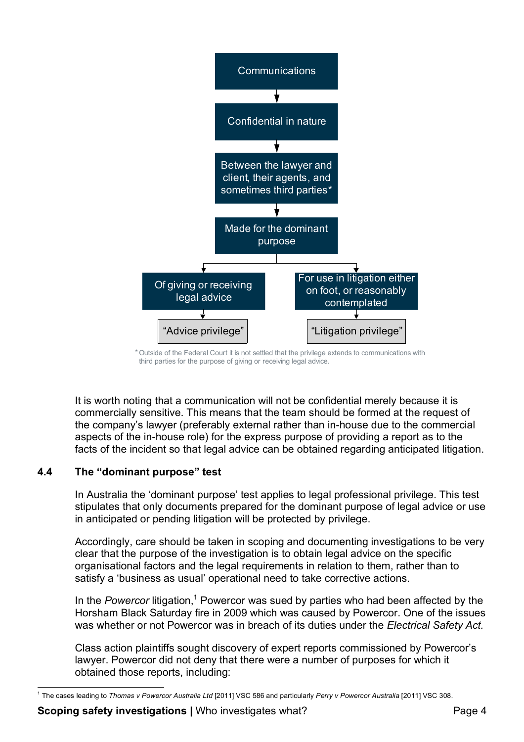Communications

Confidential in nature

Between the lawyer and client, their agents, and sometimes third parties*

Made for the dominant purpose

Of giving or receiving legal advice → "Advice privilege"

For use in litigation either on foot, or reasonably contemplated → "Litigation privilege"

\* Outside of the Federal Court it is not settled that the privilege extends to communications with third parties for the purpose of giving or receiving legal advice.

It is worth noting that a communication will not be confidential merely because it is commercially sensitive. This means that the team should be formed at the request of the company's lawyer (preferably external rather than in-house due to the commercial aspects of the in-house role) for the express purpose of providing a report as to the facts of the incident so that legal advice can be obtained regarding anticipated litigation.

### 4.4 The "dominant purpose" test

In Australia the 'dominant purpose' test applies to legal professional privilege. This test stipulates that only documents prepared for the dominant purpose of legal advice or use in anticipated or pending litigation will be protected by privilege.

Accordingly, care should be taken in scoping and documenting investigations to be very clear that the purpose of the investigation is to obtain legal advice on the specific organisational factors and the legal requirements in relation to them, rather than to satisfy a 'business as usual' operational need to take corrective actions.

In the *Powercor* litigation,[1] Powercor was sued by parties who had been affected by the Horsham Black Saturday fire in 2009 which was caused by Powercor. One of the issues was whether or not Powercor was in breach of its duties under the *Electrical Safety Act.*

Class action plaintiffs sought discovery of expert reports commissioned by Powercor's lawyer. Powercor did not deny that there were a number of purposes for which it obtained those reports, including:

[1] The cases leading to *Thomas v Powercor Australia Ltd* [2011] VSC 586 and particularly *Perry v Powercor Australia* [2011] VSC 308.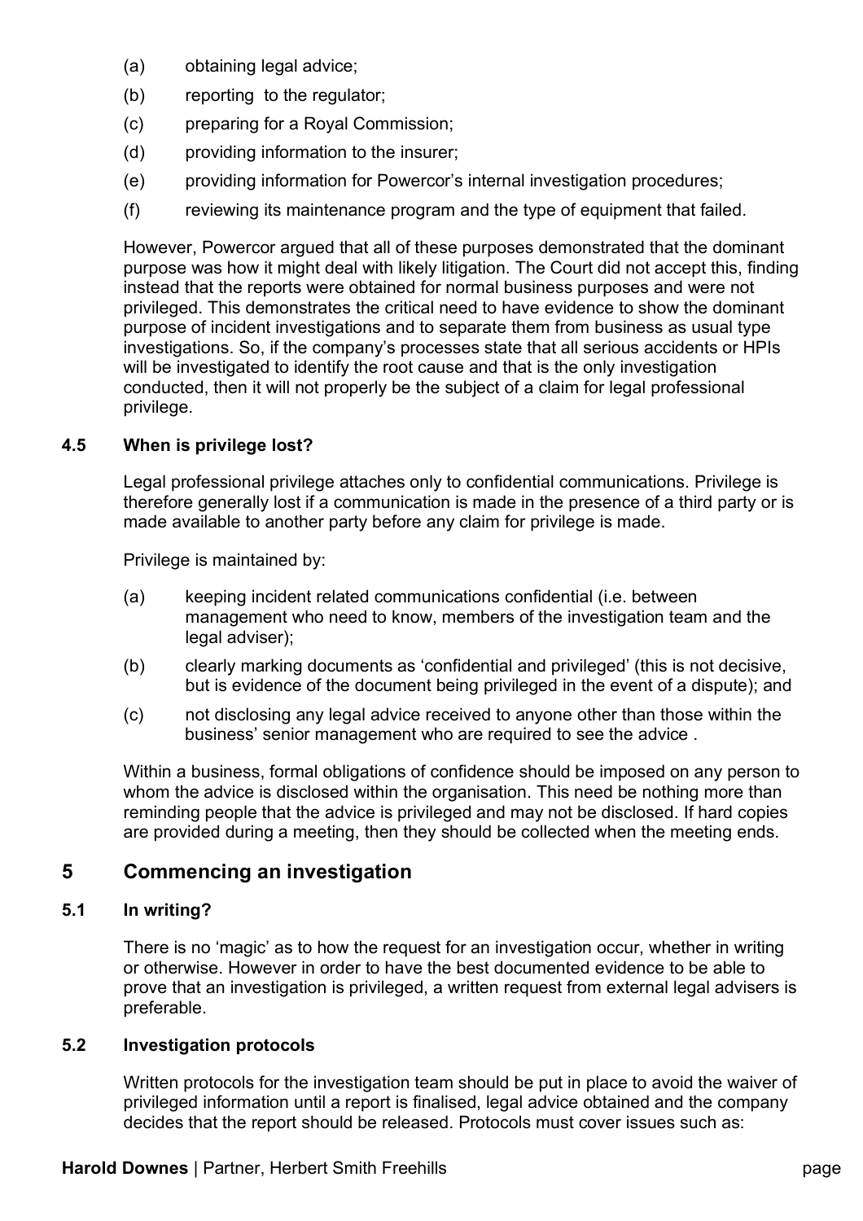(a) obtaining legal advice;

(b) reporting to the regulator;

(c) preparing for a Royal Commission;

(d) providing information to the insurer;

(e) providing information for Powercor's internal investigation procedures;

(f) reviewing its maintenance program and the type of equipment that failed.

However, Powercor argued that all of these purposes demonstrated that the dominant purpose was how it might deal with likely litigation. The Court did not accept this, finding instead that the reports were obtained for normal business purposes and were not privileged. This demonstrates the critical need to have evidence to show the dominant purpose of incident investigations and to separate them from business as usual type investigations. So, if the company's processes state that all serious accidents or HPIs will be investigated to identify the root cause and that is the only investigation conducted, then it will not properly be the subject of a claim for legal professional privilege.

### 4.5 When is privilege lost?

Legal professional privilege attaches only to confidential communications. Privilege is therefore generally lost if a communication is made in the presence of a third party or is made available to another party before any claim for privilege is made.

Privilege is maintained by:

(a) keeping incident related communications confidential (i.e. between management who need to know, members of the investigation team and the legal adviser);

(b) clearly marking documents as 'confidential and privileged' (this is not decisive, but is evidence of the document being privileged in the event of a dispute); and

(c) not disclosing any legal advice received to anyone other than those within the business' senior management who are required to see the advice .

Within a business, formal obligations of confidence should be imposed on any person to whom the advice is disclosed within the organisation. This need be nothing more than reminding people that the advice is privileged and may not be disclosed. If hard copies are provided during a meeting, then they should be collected when the meeting ends.

## 5 Commencing an investigation

### 5.1 In writing?

There is no 'magic' as to how the request for an investigation occur, whether in writing or otherwise. However in order to have the best documented evidence to be able to prove that an investigation is privileged, a written request from external legal advisers is preferable.

### 5.2 Investigation protocols

Written protocols for the investigation team should be put in place to avoid the waiver of privileged information until a report is finalised, legal advice obtained and the company decides that the report should be released. Protocols must cover issues such as: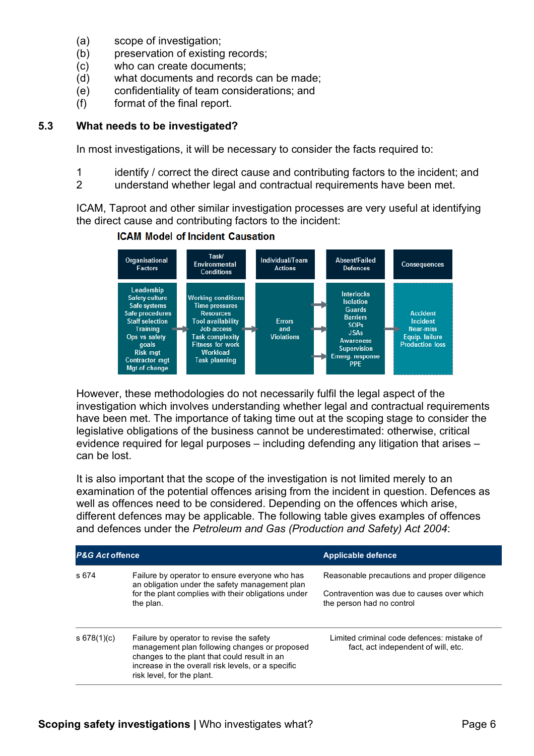(a) scope of investigation;
(b) preservation of existing records;
(c) who can create documents;
(d) what documents and records can be made;
(e) confidentiality of team considerations; and
(f) format of the final report.

## 5.3 What needs to be investigated?

In most investigations, it will be necessary to consider the facts required to:

1. identify / correct the direct cause and contributing factors to the incident; and
2. understand whether legal and contractual requirements have been met.

ICAM, Taproot and other similar investigation processes are very useful at identifying the direct cause and contributing factors to the incident:

**ICAM Model of Incident Causation**

| Organisational Factors | Task/ Environmental Conditions | Individual/Team Actions | Absent/Failed Defences | Consequences |
|---|---|---|---|---|
| Leadership<br>Safety culture<br>Safe systems<br>Safe procedures<br>Staff selection<br>Training<br>Ops vs safety goals<br>Risk mgt<br>Contractor mgt<br>Mgt of change | Working conditions<br>Time pressures<br>Resources<br>Tool availability<br>Job access<br>Task complexity<br>Fitness for work<br>Workload<br>Task planning | Errors and Violations | Interlocks<br>Isolation<br>Guards<br>Barriers<br>SOPs<br>JSAs<br>Awareness<br>Supervision<br>Emerg. response<br>PPE | Accident<br>Incident<br>Near-miss<br>Equip. failure<br>Production loss |

However, these methodologies do not necessarily fulfil the legal aspect of the investigation which involves understanding whether legal and contractual requirements have been met. The importance of taking time out at the scoping stage to consider the legislative obligations of the business cannot be underestimated: otherwise, critical evidence required for legal purposes – including defending any litigation that arises – can be lost.

It is also important that the scope of the investigation is not limited merely to an examination of the potential offences arising from the incident in question. Defences as well as offences need to be considered. Depending on the offences which arise, different defences may be applicable. The following table gives examples of offences and defences under the *Petroleum and Gas (Production and Safety) Act 2004*:

| *P&G Act* offence | | Applicable defence |
|---|---|---|
| s 674 | Failure by operator to ensure everyone who has an obligation under the safety management plan for the plant complies with their obligations under the plan. | Reasonable precautions and proper diligence<br><br>Contravention was due to causes over which the person had no control |
| s 678(1)(c) | Failure by operator to revise the safety management plan following changes or proposed changes to the plant that could result in an increase in the overall risk levels, or a specific risk level, for the plant. | Limited criminal code defences: mistake of fact, act independent of will, etc. |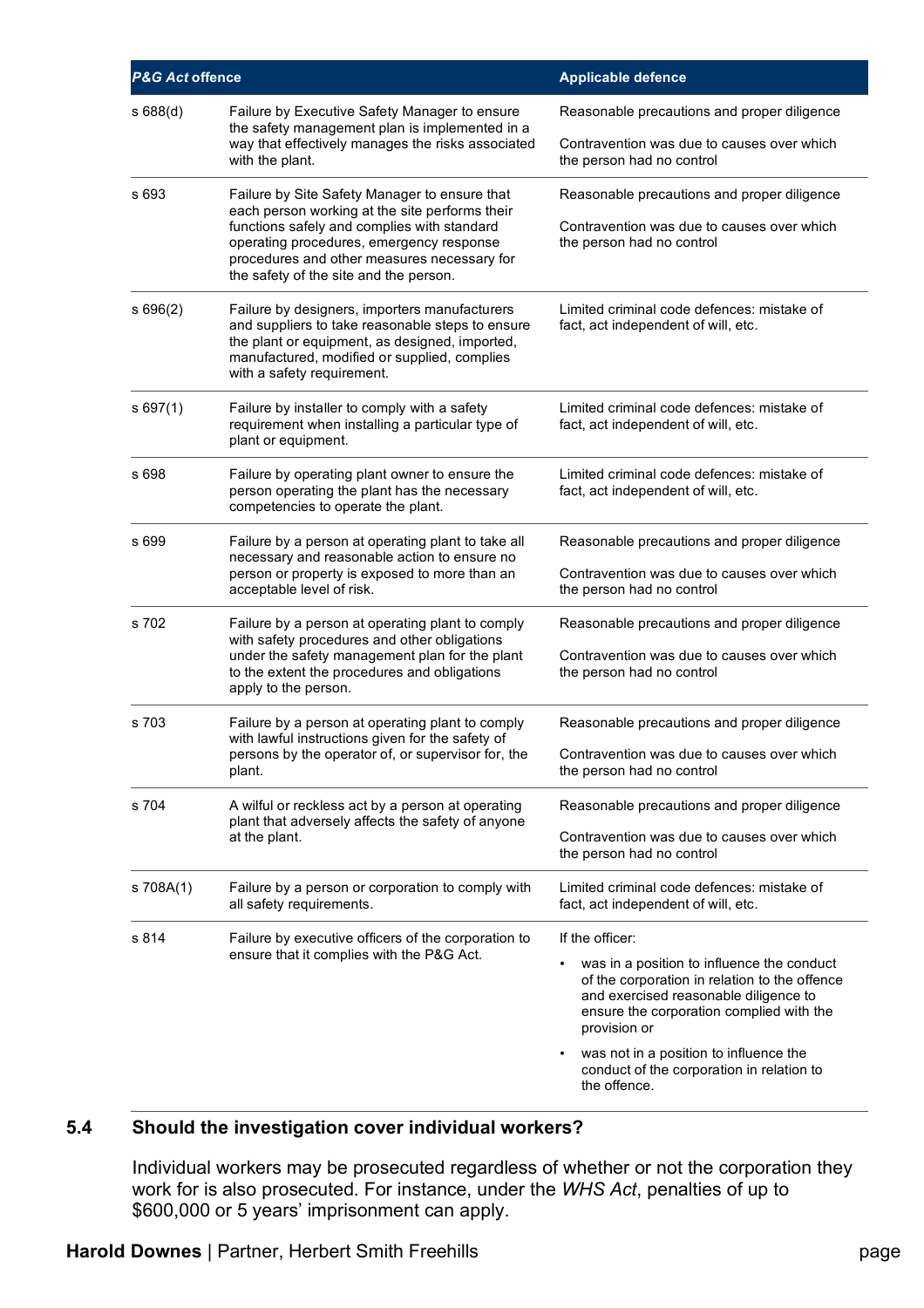| *P&G Act* offence | | Applicable defence |
|---|---|---|
| s 688(d) | Failure by Executive Safety Manager to ensure the safety management plan is implemented in a way that effectively manages the risks associated with the plant. | Reasonable precautions and proper diligence<br><br>Contravention was due to causes over which the person had no control |
| s 693 | Failure by Site Safety Manager to ensure that each person working at the site performs their functions safely and complies with standard operating procedures, emergency response procedures and other measures necessary for the safety of the site and the person. | Reasonable precautions and proper diligence<br><br>Contravention was due to causes over which the person had no control |
| s 696(2) | Failure by designers, importers manufacturers and suppliers to take reasonable steps to ensure the plant or equipment, as designed, imported, manufactured, modified or supplied, complies with a safety requirement. | Limited criminal code defences: mistake of fact, act independent of will, etc. |
| s 697(1) | Failure by installer to comply with a safety requirement when installing a particular type of plant or equipment. | Limited criminal code defences: mistake of fact, act independent of will, etc. |
| s 698 | Failure by operating plant owner to ensure the person operating the plant has the necessary competencies to operate the plant. | Limited criminal code defences: mistake of fact, act independent of will, etc. |
| s 699 | Failure by a person at operating plant to take all necessary and reasonable action to ensure no person or property is exposed to more than an acceptable level of risk. | Reasonable precautions and proper diligence<br><br>Contravention was due to causes over which the person had no control |
| s 702 | Failure by a person at operating plant to comply with safety procedures and other obligations under the safety management plan for the plant to the extent the procedures and obligations apply to the person. | Reasonable precautions and proper diligence<br><br>Contravention was due to causes over which the person had no control |
| s 703 | Failure by a person at operating plant to comply with lawful instructions given for the safety of persons by the operator of, or supervisor for, the plant. | Reasonable precautions and proper diligence<br><br>Contravention was due to causes over which the person had no control |
| s 704 | A wilful or reckless act by a person at operating plant that adversely affects the safety of anyone at the plant. | Reasonable precautions and proper diligence<br><br>Contravention was due to causes over which the person had no control |
| s 708A(1) | Failure by a person or corporation to comply with all safety requirements. | Limited criminal code defences: mistake of fact, act independent of will, etc. |
| s 814 | Failure by executive officers of the corporation to ensure that it complies with the P&G Act. | If the officer:<br><br>• was in a position to influence the conduct of the corporation in relation to the offence and exercised reasonable diligence to ensure the corporation complied with the provision or<br><br>• was not in a position to influence the conduct of the corporation in relation to the offence. |

## 5.4 Should the investigation cover individual workers?

Individual workers may be prosecuted regardless of whether or not the corporation they work for is also prosecuted. For instance, under the *WHS Act*, penalties of up to $600,000 or 5 years' imprisonment can apply.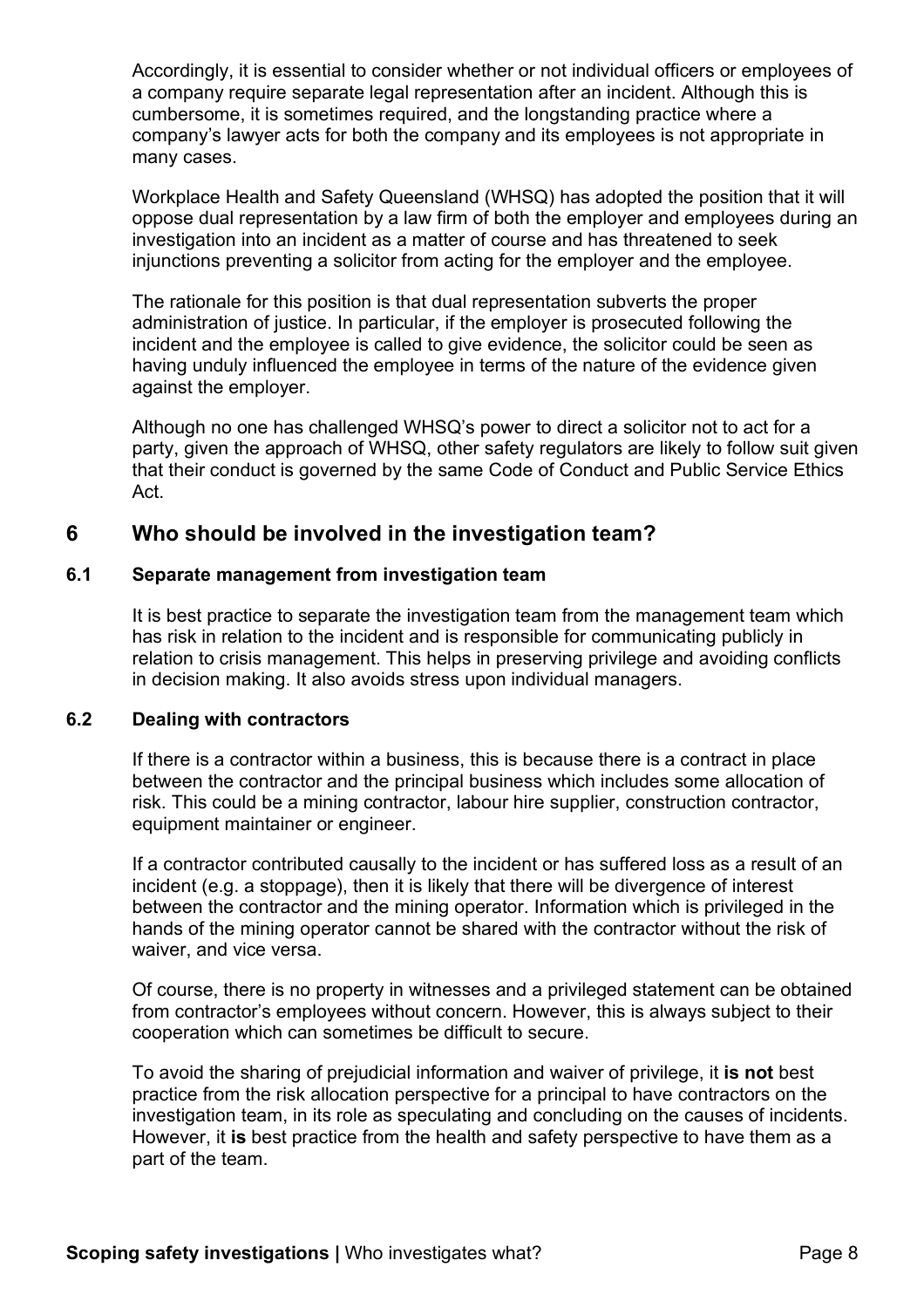Accordingly, it is essential to consider whether or not individual officers or employees of a company require separate legal representation after an incident. Although this is cumbersome, it is sometimes required, and the longstanding practice where a company's lawyer acts for both the company and its employees is not appropriate in many cases.

Workplace Health and Safety Queensland (WHSQ) has adopted the position that it will oppose dual representation by a law firm of both the employer and employees during an investigation into an incident as a matter of course and has threatened to seek injunctions preventing a solicitor from acting for the employer and the employee.

The rationale for this position is that dual representation subverts the proper administration of justice. In particular, if the employer is prosecuted following the incident and the employee is called to give evidence, the solicitor could be seen as having unduly influenced the employee in terms of the nature of the evidence given against the employer.

Although no one has challenged WHSQ's power to direct a solicitor not to act for a party, given the approach of WHSQ, other safety regulators are likely to follow suit given that their conduct is governed by the same Code of Conduct and Public Service Ethics Act.

## 6 Who should be involved in the investigation team?

### 6.1 Separate management from investigation team

It is best practice to separate the investigation team from the management team which has risk in relation to the incident and is responsible for communicating publicly in relation to crisis management. This helps in preserving privilege and avoiding conflicts in decision making. It also avoids stress upon individual managers.

### 6.2 Dealing with contractors

If there is a contractor within a business, this is because there is a contract in place between the contractor and the principal business which includes some allocation of risk. This could be a mining contractor, labour hire supplier, construction contractor, equipment maintainer or engineer.

If a contractor contributed causally to the incident or has suffered loss as a result of an incident (e.g. a stoppage), then it is likely that there will be divergence of interest between the contractor and the mining operator. Information which is privileged in the hands of the mining operator cannot be shared with the contractor without the risk of waiver, and vice versa.

Of course, there is no property in witnesses and a privileged statement can be obtained from contractor's employees without concern. However, this is always subject to their cooperation which can sometimes be difficult to secure.

To avoid the sharing of prejudicial information and waiver of privilege, it **is not** best practice from the risk allocation perspective for a principal to have contractors on the investigation team, in its role as speculating and concluding on the causes of incidents. However, it **is** best practice from the health and safety perspective to have them as a part of the team.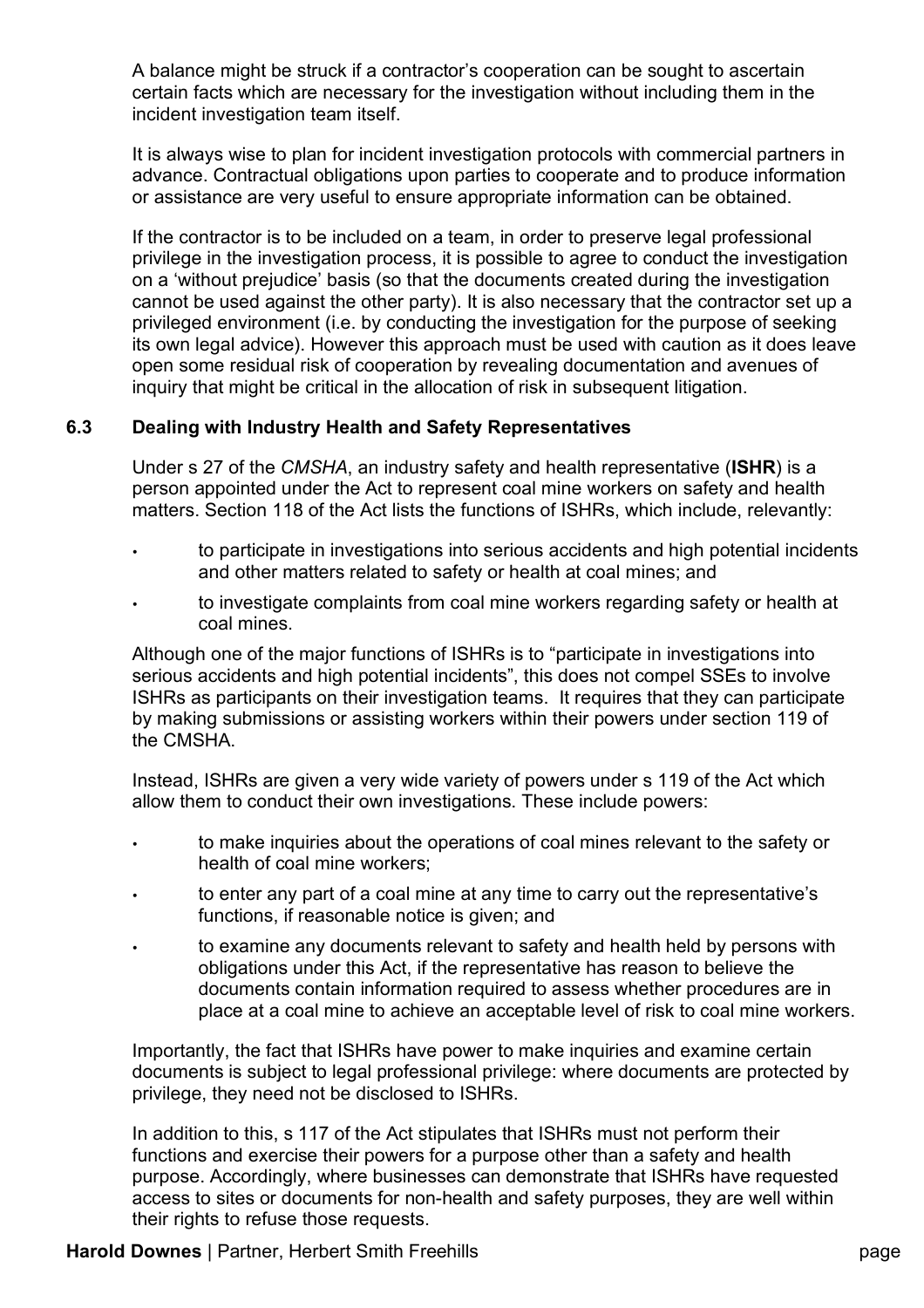A balance might be struck if a contractor's cooperation can be sought to ascertain certain facts which are necessary for the investigation without including them in the incident investigation team itself.

It is always wise to plan for incident investigation protocols with commercial partners in advance. Contractual obligations upon parties to cooperate and to produce information or assistance are very useful to ensure appropriate information can be obtained.

If the contractor is to be included on a team, in order to preserve legal professional privilege in the investigation process, it is possible to agree to conduct the investigation on a 'without prejudice' basis (so that the documents created during the investigation cannot be used against the other party). It is also necessary that the contractor set up a privileged environment (i.e. by conducting the investigation for the purpose of seeking its own legal advice). However this approach must be used with caution as it does leave open some residual risk of cooperation by revealing documentation and avenues of inquiry that might be critical in the allocation of risk in subsequent litigation.

### 6.3 Dealing with Industry Health and Safety Representatives

Under s 27 of the *CMSHA*, an industry safety and health representative (**ISHR**) is a person appointed under the Act to represent coal mine workers on safety and health matters. Section 118 of the Act lists the functions of ISHRs, which include, relevantly:

- to participate in investigations into serious accidents and high potential incidents and other matters related to safety or health at coal mines; and
- to investigate complaints from coal mine workers regarding safety or health at coal mines.

Although one of the major functions of ISHRs is to "participate in investigations into serious accidents and high potential incidents", this does not compel SSEs to involve ISHRs as participants on their investigation teams. It requires that they can participate by making submissions or assisting workers within their powers under section 119 of the CMSHA.

Instead, ISHRs are given a very wide variety of powers under s 119 of the Act which allow them to conduct their own investigations. These include powers:

- to make inquiries about the operations of coal mines relevant to the safety or health of coal mine workers;
- to enter any part of a coal mine at any time to carry out the representative's functions, if reasonable notice is given; and
- to examine any documents relevant to safety and health held by persons with obligations under this Act, if the representative has reason to believe the documents contain information required to assess whether procedures are in place at a coal mine to achieve an acceptable level of risk to coal mine workers.

Importantly, the fact that ISHRs have power to make inquiries and examine certain documents is subject to legal professional privilege: where documents are protected by privilege, they need not be disclosed to ISHRs.

In addition to this, s 117 of the Act stipulates that ISHRs must not perform their functions and exercise their powers for a purpose other than a safety and health purpose. Accordingly, where businesses can demonstrate that ISHRs have requested access to sites or documents for non-health and safety purposes, they are well within their rights to refuse those requests.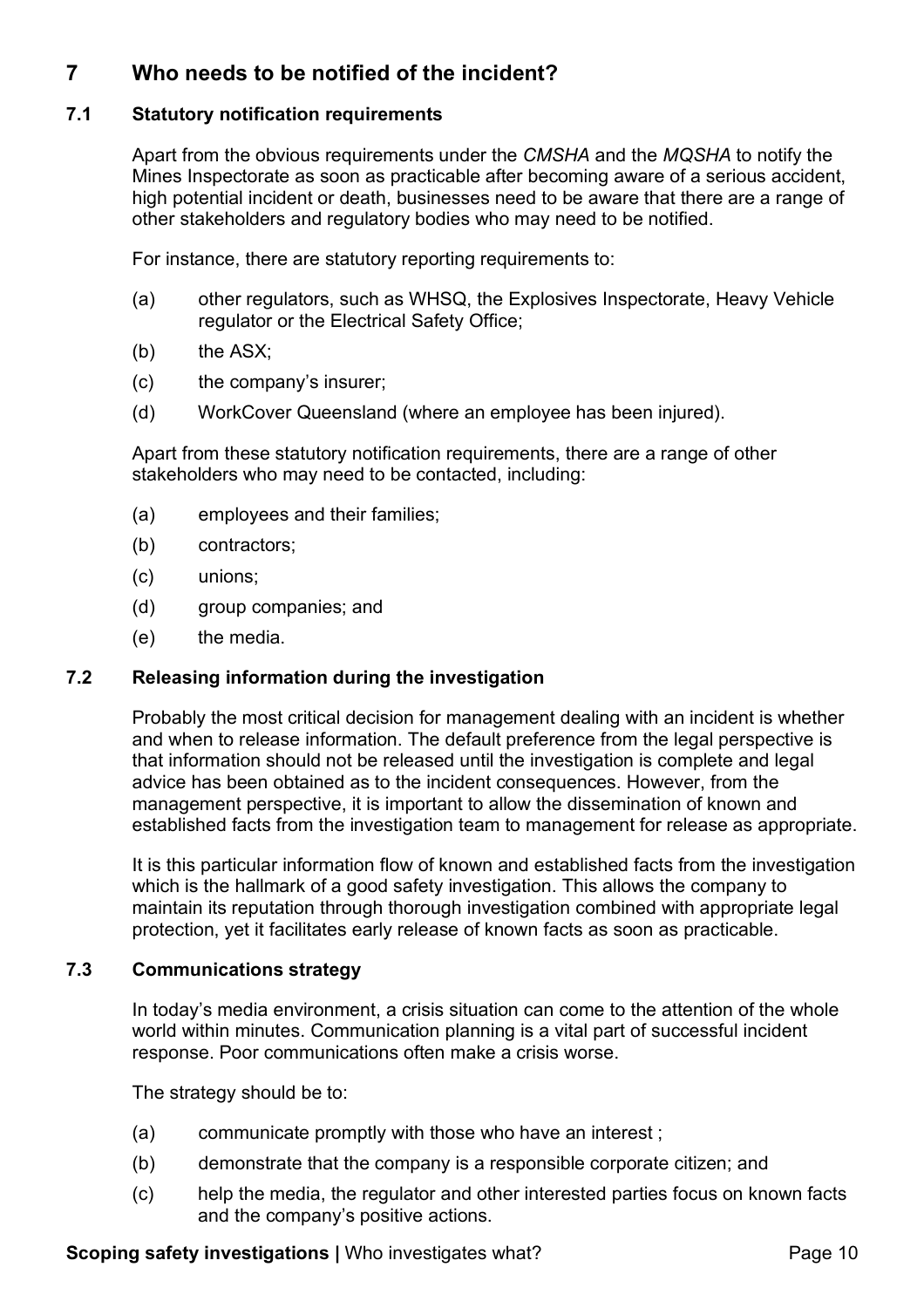## 7 Who needs to be notified of the incident?

### 7.1 Statutory notification requirements

Apart from the obvious requirements under the *CMSHA* and the *MQSHA* to notify the Mines Inspectorate as soon as practicable after becoming aware of a serious accident, high potential incident or death, businesses need to be aware that there are a range of other stakeholders and regulatory bodies who may need to be notified.

For instance, there are statutory reporting requirements to:

(a) other regulators, such as WHSQ, the Explosives Inspectorate, Heavy Vehicle regulator or the Electrical Safety Office;

(b) the ASX;

(c) the company's insurer;

(d) WorkCover Queensland (where an employee has been injured).

Apart from these statutory notification requirements, there are a range of other stakeholders who may need to be contacted, including:

(a) employees and their families;

(b) contractors;

(c) unions;

(d) group companies; and

(e) the media.

### 7.2 Releasing information during the investigation

Probably the most critical decision for management dealing with an incident is whether and when to release information. The default preference from the legal perspective is that information should not be released until the investigation is complete and legal advice has been obtained as to the incident consequences. However, from the management perspective, it is important to allow the dissemination of known and established facts from the investigation team to management for release as appropriate.

It is this particular information flow of known and established facts from the investigation which is the hallmark of a good safety investigation. This allows the company to maintain its reputation through thorough investigation combined with appropriate legal protection, yet it facilitates early release of known facts as soon as practicable.

### 7.3 Communications strategy

In today's media environment, a crisis situation can come to the attention of the whole world within minutes. Communication planning is a vital part of successful incident response. Poor communications often make a crisis worse.

The strategy should be to:

(a) communicate promptly with those who have an interest ;

(b) demonstrate that the company is a responsible corporate citizen; and

(c) help the media, the regulator and other interested parties focus on known facts and the company's positive actions.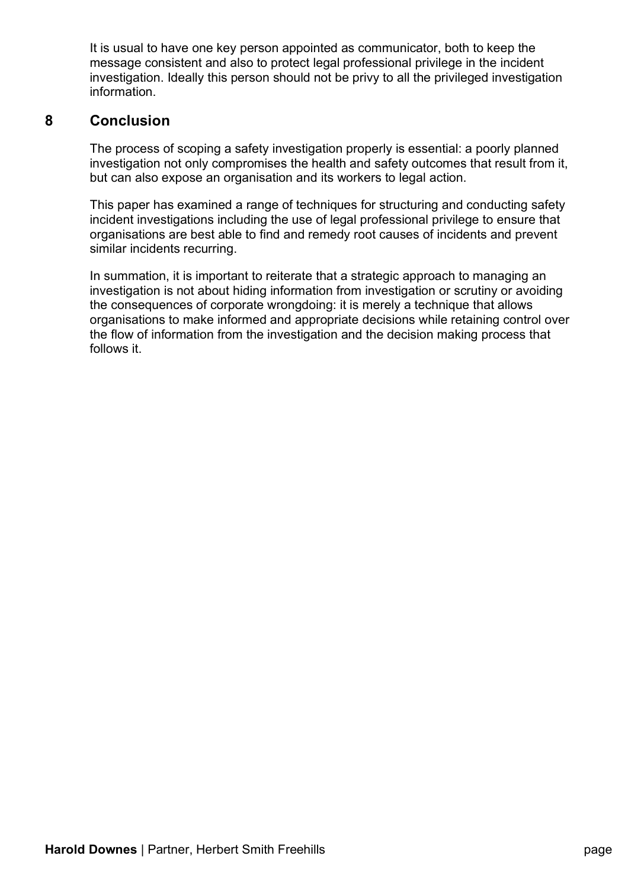It is usual to have one key person appointed as communicator, both to keep the message consistent and also to protect legal professional privilege in the incident investigation. Ideally this person should not be privy to all the privileged investigation information.

## 8 Conclusion

The process of scoping a safety investigation properly is essential: a poorly planned investigation not only compromises the health and safety outcomes that result from it, but can also expose an organisation and its workers to legal action.

This paper has examined a range of techniques for structuring and conducting safety incident investigations including the use of legal professional privilege to ensure that organisations are best able to find and remedy root causes of incidents and prevent similar incidents recurring.

In summation, it is important to reiterate that a strategic approach to managing an investigation is not about hiding information from investigation or scrutiny or avoiding the consequences of corporate wrongdoing: it is merely a technique that allows organisations to make informed and appropriate decisions while retaining control over the flow of information from the investigation and the decision making process that follows it.